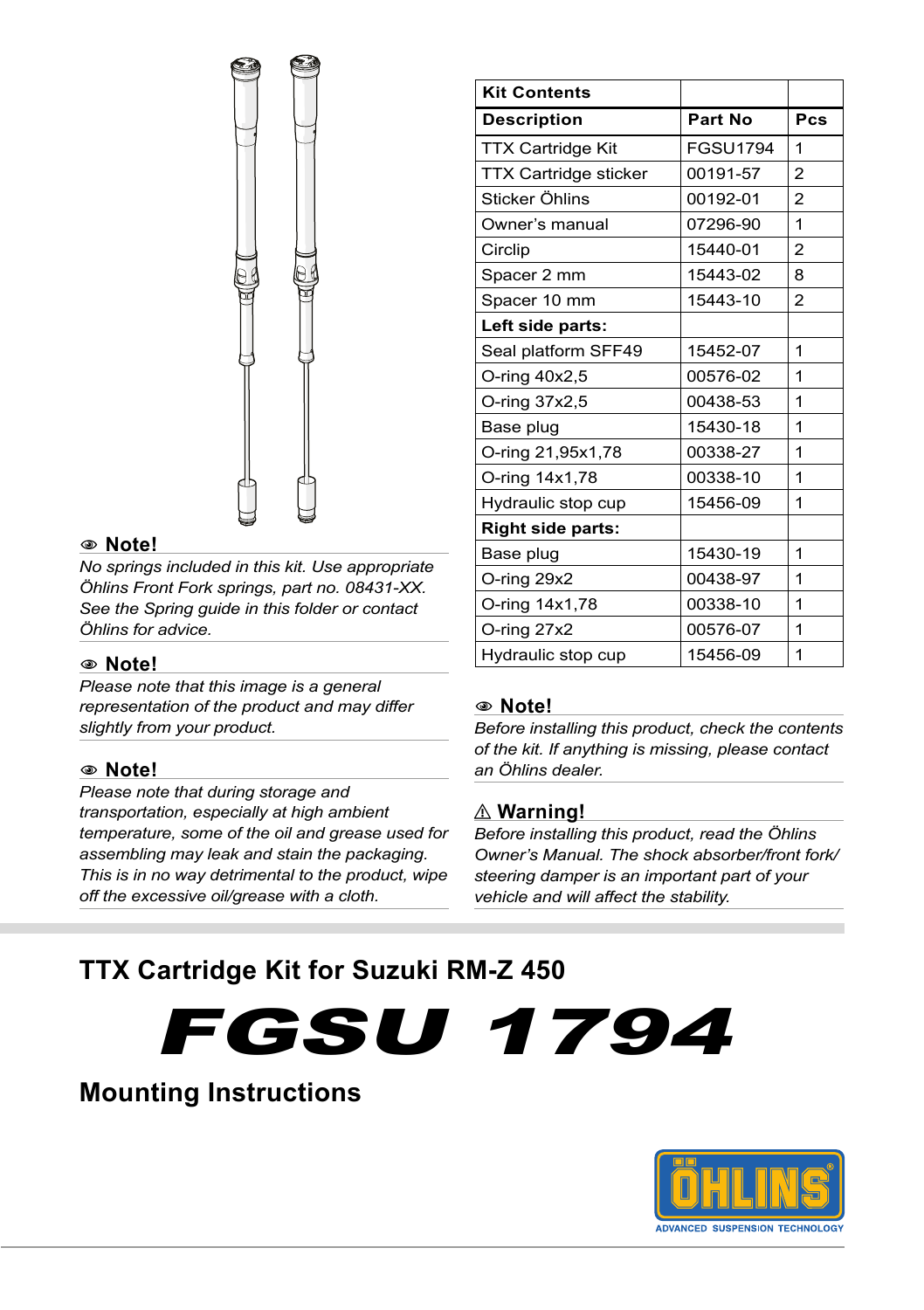| Kit Contents | | |
|---|---|---|
| **Description** | **Part No** | **Pcs** |
| TTX Cartridge Kit | FGSU1794 | 1 |
| TTX Cartridge sticker | 00191-57 | 2 |
| Sticker Öhlins | 00192-01 | 2 |
| Owner's manual | 07296-90 | 1 |
| Circlip | 15440-01 | 2 |
| Spacer 2 mm | 15443-02 | 8 |
| Spacer 10 mm | 15443-10 | 2 |
| **Left side parts:** | | |
| Seal platform SFF49 | 15452-07 | 1 |
| O-ring 40x2,5 | 00576-02 | 1 |
| O-ring 37x2,5 | 00438-53 | 1 |
| Base plug | 15430-18 | 1 |
| O-ring 21,95x1,78 | 00338-27 | 1 |
| O-ring 14x1,78 | 00338-10 | 1 |
| Hydraulic stop cup | 15456-09 | 1 |
| **Right side parts:** | | |
| Base plug | 15430-19 | 1 |
| O-ring 29x2 | 00438-97 | 1 |
| O-ring 14x1,78 | 00338-10 | 1 |
| O-ring 27x2 | 00576-07 | 1 |
| Hydraulic stop cup | 15456-09 | 1 |

### Note!

*No springs included in this kit. Use appropriate Öhlins Front Fork springs, part no. 08431-XX. See the Spring guide in this folder or contact Öhlins for advice.*

### Note!

*Please note that this image is a general representation of the product and may differ slightly from your product.*

### Note!

*Please note that during storage and transportation, especially at high ambient temperature, some of the oil and grease used for assembling may leak and stain the packaging. This is in no way detrimental to the product, wipe off the excessive oil/grease with a cloth.*

### Note!

*Before installing this product, check the contents of the kit. If anything is missing, please contact an Öhlins dealer.*

### ⚠ Warning!

*Before installing this product, read the Öhlins Owner's Manual. The shock absorber/front fork/ steering damper is an important part of your vehicle and will affect the stability.*

## TTX Cartridge Kit for Suzuki RM-Z 450

# FGSU 1794

## Mounting Instructions

ÖHLINS
ADVANCED SUSPENSION TECHNOLOGY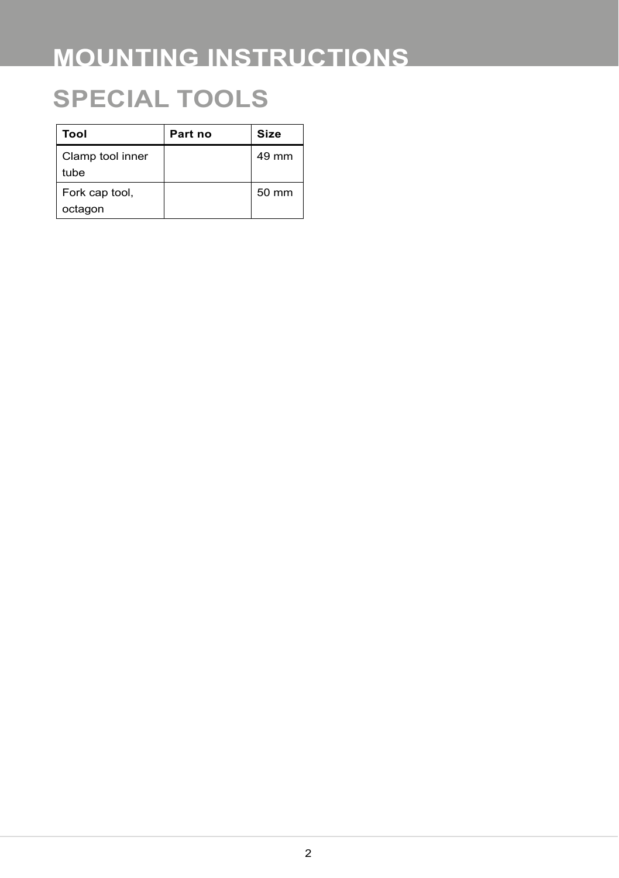# MOUNTING INSTRUCTIONS

## SPECIAL TOOLS

| Tool | Part no | Size |
|---|---|---|
| Clamp tool inner tube | | 49 mm |
| Fork cap tool, octagon | | 50 mm |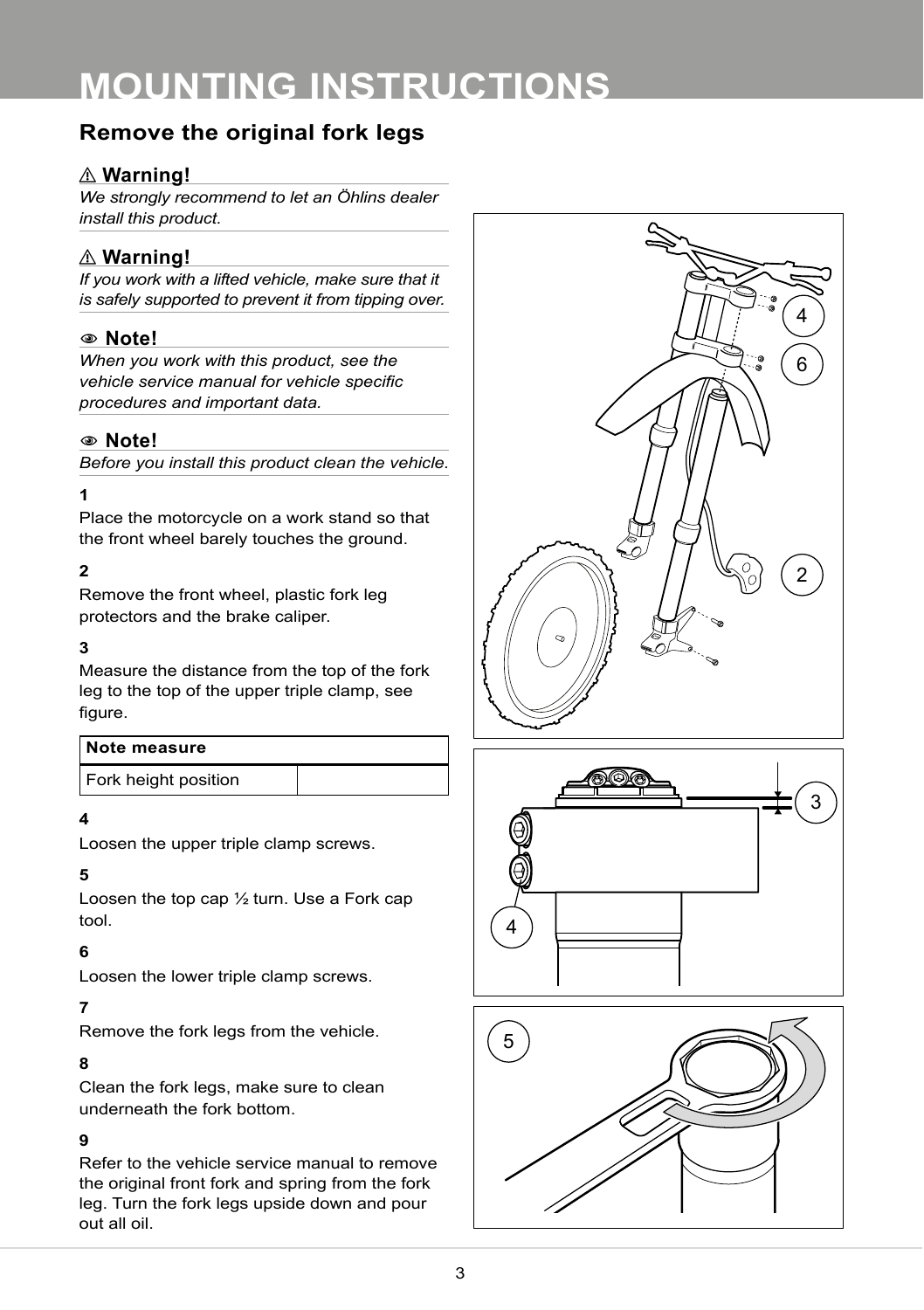# MOUNTING INSTRUCTIONS

## Remove the original fork legs

⚠ **Warning!**

*We strongly recommend to let an Öhlins dealer install this product.*

⚠ **Warning!**

*If you work with a lifted vehicle, make sure that it is safely supported to prevent it from tipping over.*

**Note!**

*When you work with this product, see the vehicle service manual for vehicle specific procedures and important data.*

**Note!**

*Before you install this product clean the vehicle.*

**1**

Place the motorcycle on a work stand so that the front wheel barely touches the ground.

**2**

Remove the front wheel, plastic fork leg protectors and the brake caliper.

**3**

Measure the distance from the top of the fork leg to the top of the upper triple clamp, see figure.

| Note measure | |
|---|---|
| Fork height position | |

**4**

Loosen the upper triple clamp screws.

**5**

Loosen the top cap ½ turn. Use a Fork cap tool.

**6**

Loosen the lower triple clamp screws.

**7**

Remove the fork legs from the vehicle.

**8**

Clean the fork legs, make sure to clean underneath the fork bottom.

**9**

Refer to the vehicle service manual to remove the original front fork and spring from the fork leg. Turn the fork legs upside down and pour out all oil.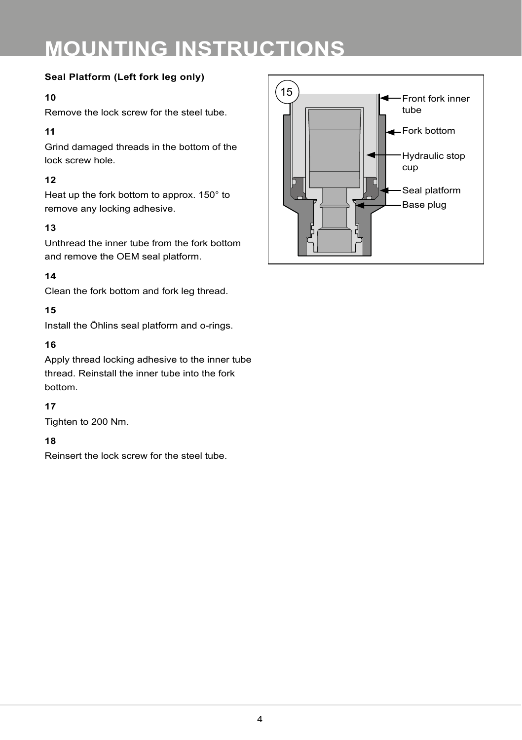# MOUNTING INSTRUCTIONS

**Seal Platform (Left fork leg only)**

**10**

Remove the lock screw for the steel tube.

**11**

Grind damaged threads in the bottom of the lock screw hole.

**12**

Heat up the fork bottom to approx. 150° to remove any locking adhesive.

**13**

Unthread the inner tube from the fork bottom and remove the OEM seal platform.

**14**

Clean the fork bottom and fork leg thread.

**15**

Install the Öhlins seal platform and o-rings.

**16**

Apply thread locking adhesive to the inner tube thread. Reinstall the inner tube into the fork bottom.

**17**

Tighten to 200 Nm.

**18**

Reinsert the lock screw for the steel tube.

15

Front fork inner tube

Fork bottom

Hydraulic stop cup

Seal platform

Base plug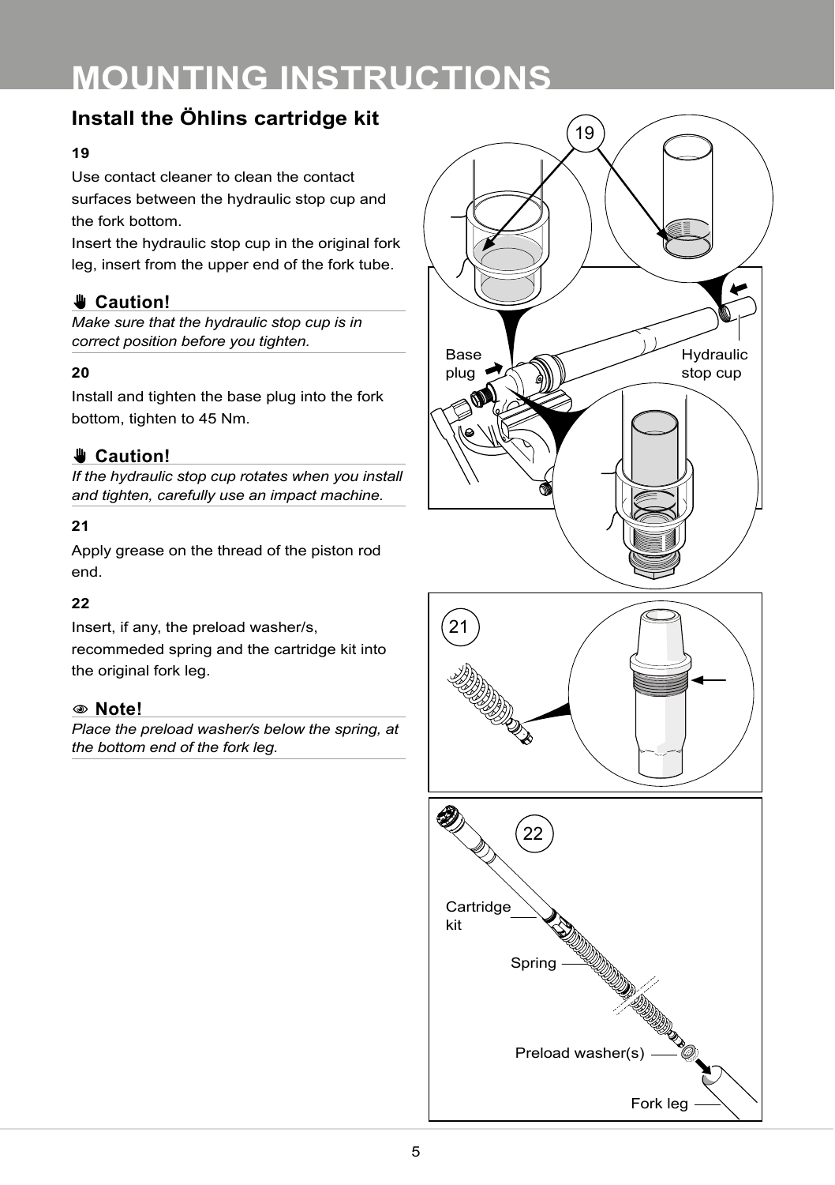# MOUNTING INSTRUCTIONS

## Install the Öhlins cartridge kit

**19**

Use contact cleaner to clean the contact surfaces between the hydraulic stop cup and the fork bottom.
Insert the hydraulic stop cup in the original fork leg, insert from the upper end of the fork tube.

**✋ Caution!**

*Make sure that the hydraulic stop cup is in correct position before you tighten.*

**20**

Install and tighten the base plug into the fork bottom, tighten to 45 Nm.

**✋ Caution!**

*If the hydraulic stop cup rotates when you install and tighten, carefully use an impact machine.*

**21**

Apply grease on the thread of the piston rod end.

**22**

Insert, if any, the preload washer/s, recommeded spring and the cartridge kit into the original fork leg.

**👁 Note!**

*Place the preload washer/s below the spring, at the bottom end of the fork leg.*

19

Base plug

Hydraulic stop cup

21

22

Cartridge kit

Spring

Preload washer(s)

Fork leg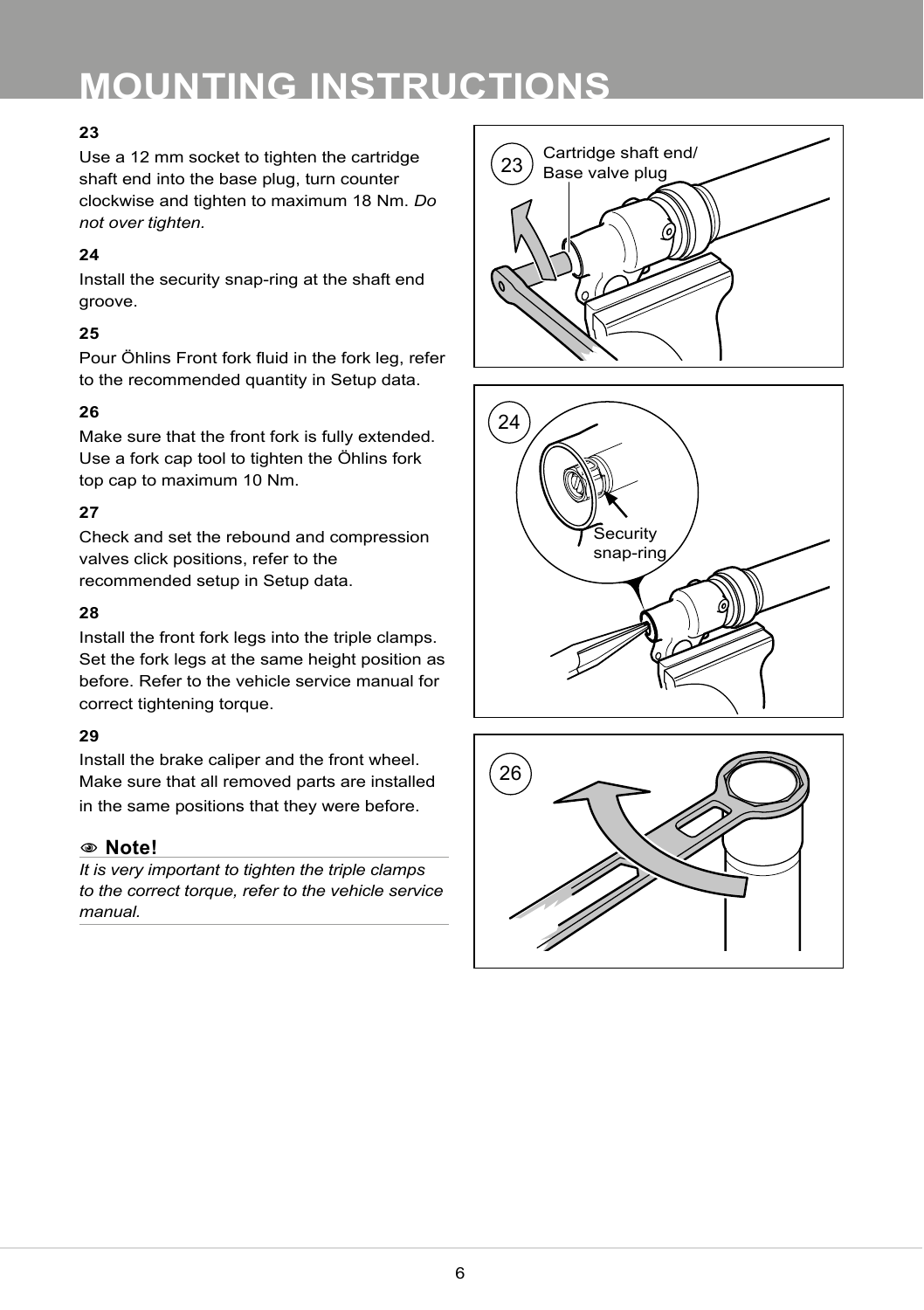# MOUNTING INSTRUCTIONS

**23**

Use a 12 mm socket to tighten the cartridge shaft end into the base plug, turn counter clockwise and tighten to maximum 18 Nm. *Do not over tighten.*

**24**

Install the security snap-ring at the shaft end groove.

**25**

Pour Öhlins Front fork fluid in the fork leg, refer to the recommended quantity in Setup data.

**26**

Make sure that the front fork is fully extended. Use a fork cap tool to tighten the Öhlins fork top cap to maximum 10 Nm.

**27**

Check and set the rebound and compression valves click positions, refer to the recommended setup in Setup data.

**28**

Install the front fork legs into the triple clamps. Set the fork legs at the same height position as before. Refer to the vehicle service manual for correct tightening torque.

**29**

Install the brake caliper and the front wheel. Make sure that all removed parts are installed in the same positions that they were before.

**Note!**

*It is very important to tighten the triple clamps to the correct torque, refer to the vehicle service manual.*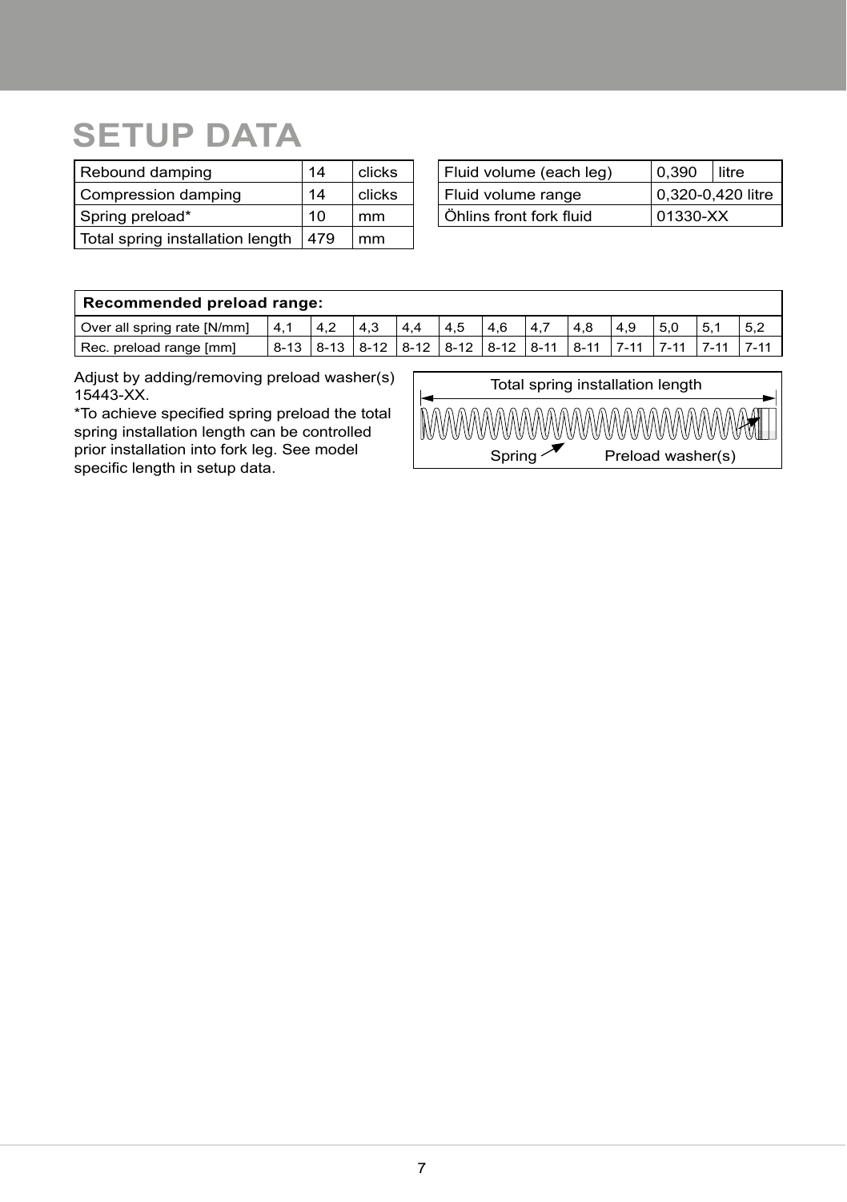# SETUP DATA

| Rebound damping | 14 | clicks |
|---|---|---|
| Compression damping | 14 | clicks |
| Spring preload* | 10 | mm |
| Total spring installation length | 479 | mm |

| Fluid volume (each leg) | 0,390 | litre |
|---|---|---|
| Fluid volume range | 0,320-0,420 litre | |
| Öhlins front fork fluid | 01330-XX | |

| **Recommended preload range:** | | | | | | | | | | | | |
|---|---|---|---|---|---|---|---|---|---|---|---|---|
| Over all spring rate [N/mm] | 4,1 | 4,2 | 4,3 | 4,4 | 4,5 | 4,6 | 4,7 | 4,8 | 4,9 | 5,0 | 5,1 | 5,2 |
| Rec. preload range [mm] | 8-13 | 8-13 | 8-12 | 8-12 | 8-12 | 8-12 | 8-11 | 8-11 | 7-11 | 7-11 | 7-11 | 7-11 |

Adjust by adding/removing preload washer(s) 15443-XX.

*To achieve specified spring preload the total spring installation length can be controlled prior installation into fork leg. See model specific length in setup data.

Total spring installation length

Spring Preload washer(s)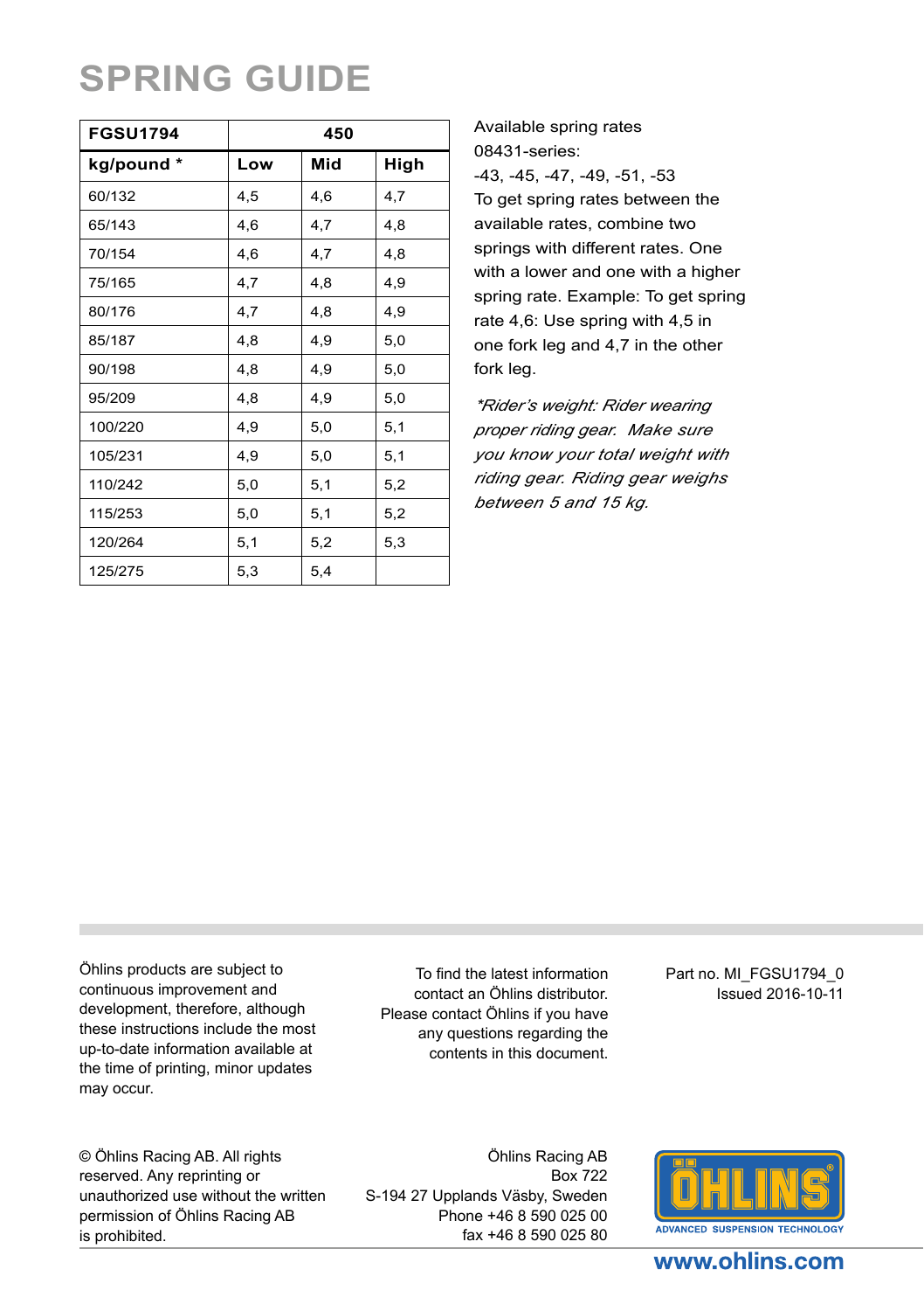# SPRING GUIDE

| FGSU1794 | 450 | | |
|---|---|---|---|
| **kg/pound *** | **Low** | **Mid** | **High** |
| 60/132 | 4,5 | 4,6 | 4,7 |
| 65/143 | 4,6 | 4,7 | 4,8 |
| 70/154 | 4,6 | 4,7 | 4,8 |
| 75/165 | 4,7 | 4,8 | 4,9 |
| 80/176 | 4,7 | 4,8 | 4,9 |
| 85/187 | 4,8 | 4,9 | 5,0 |
| 90/198 | 4,8 | 4,9 | 5,0 |
| 95/209 | 4,8 | 4,9 | 5,0 |
| 100/220 | 4,9 | 5,0 | 5,1 |
| 105/231 | 4,9 | 5,0 | 5,1 |
| 110/242 | 5,0 | 5,1 | 5,2 |
| 115/253 | 5,0 | 5,1 | 5,2 |
| 120/264 | 5,1 | 5,2 | 5,3 |
| 125/275 | 5,3 | 5,4 | |

Available spring rates
08431-series:
-43, -45, -47, -49, -51, -53
To get spring rates between the available rates, combine two springs with different rates. One with a lower and one with a higher spring rate. Example: To get spring rate 4,6: Use spring with 4,5 in one fork leg and 4,7 in the other fork leg.

*\*Rider's weight: Rider wearing proper riding gear. Make sure you know your total weight with riding gear. Riding gear weighs between 5 and 15 kg.*

Öhlins products are subject to continuous improvement and development, therefore, although these instructions include the most up-to-date information available at the time of printing, minor updates may occur.

To find the latest information contact an Öhlins distributor. Please contact Öhlins if you have any questions regarding the contents in this document.

Part no. MI_FGSU1794_0
Issued 2016-10-11

© Öhlins Racing AB. All rights reserved. Any reprinting or unauthorized use without the written permission of Öhlins Racing AB is prohibited.

Öhlins Racing AB
Box 722
S-194 27 Upplands Väsby, Sweden
Phone +46 8 590 025 00
fax +46 8 590 025 80

ÖHLINS
ADVANCED SUSPENSION TECHNOLOGY

www.ohlins.com